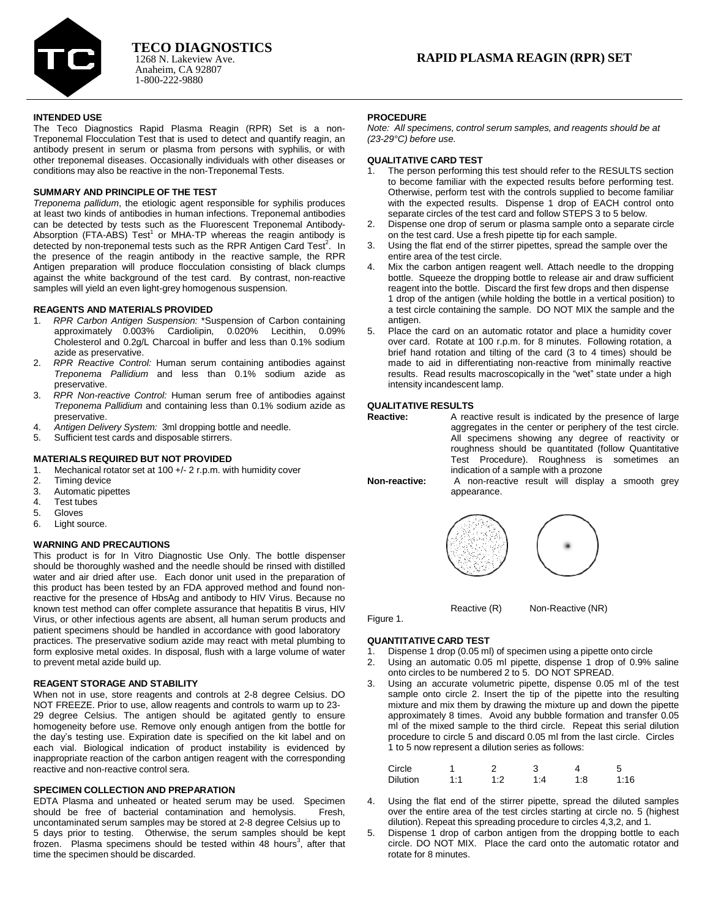**TECO DIAGNOSTICS**
1268 N. Lakeview Ave.
Anaheim, CA 92807
1-800-222-9880

# RAPID PLASMA REAGIN (RPR) SET

## INTENDED USE

The Teco Diagnostics Rapid Plasma Reagin (RPR) Set is a non-Treponemal Flocculation Test that is used to detect and quantify reagin, an antibody present in serum or plasma from persons with syphilis, or with other treponemal diseases. Occasionally individuals with other diseases or conditions may also be reactive in the non-Treponemal Tests.

## SUMMARY AND PRINCIPLE OF THE TEST

*Treponema pallidum*, the etiologic agent responsible for syphilis produces at least two kinds of antibodies in human infections. Treponemal antibodies can be detected by tests such as the Fluorescent Treponemal Antibody-Absorption (FTA-ABS) Test[1] or MHA-TP whereas the reagin antibody is detected by non-treponemal tests such as the RPR Antigen Card Test[2]. In the presence of the reagin antibody in the reactive sample, the RPR Antigen preparation will produce flocculation consisting of black clumps against the white background of the test card. By contrast, non-reactive samples will yield an even light-grey homogenous suspension.

## REAGENTS AND MATERIALS PROVIDED

1. *RPR Carbon Antigen Suspension:* *Suspension of Carbon containing approximately 0.003% Cardiolipin, 0.020% Lecithin, 0.09% Cholesterol and 0.2g/L Charcoal in buffer and less than 0.1% sodium azide as preservative.
2. *RPR Reactive Control:* Human serum containing antibodies against *Treponema Pallidium* and less than 0.1% sodium azide as preservative.
3. *RPR Non-reactive Control:* Human serum free of antibodies against *Treponema Pallidium* and containing less than 0.1% sodium azide as preservative.
4. *Antigen Delivery System:* 3ml dropping bottle and needle.
5. Sufficient test cards and disposable stirrers.

## MATERIALS REQUIRED BUT NOT PROVIDED

1. Mechanical rotator set at 100 +/- 2 r.p.m. with humidity cover
2. Timing device
3. Automatic pipettes
4. Test tubes
5. Gloves
6. Light source.

## WARNING AND PRECAUTIONS

This product is for In Vitro Diagnostic Use Only. The bottle dispenser should be thoroughly washed and the needle should be rinsed with distilled water and air dried after use. Each donor unit used in the preparation of this product has been tested by an FDA approved method and found non-reactive for the presence of HbsAg and antibody to HIV Virus. Because no known test method can offer complete assurance that hepatitis B virus, HIV Virus, or other infectious agents are absent, all human serum products and patient specimens should be handled in accordance with good laboratory practices. The preservative sodium azide may react with metal plumbing to form explosive metal oxides. In disposal, flush with a large volume of water to prevent metal azide build up.

## REAGENT STORAGE AND STABILITY

When not in use, store reagents and controls at 2-8 degree Celsius. DO NOT FREEZE. Prior to use, allow reagents and controls to warm up to 23-29 degree Celsius. The antigen should be agitated gently to ensure homogeneity before use. Remove only enough antigen from the bottle for the day's testing use. Expiration date is specified on the kit label and on each vial. Biological indication of product instability is evidenced by inappropriate reaction of the carbon antigen reagent with the corresponding reactive and non-reactive control sera.

## SPECIMEN COLLECTION AND PREPARATION

EDTA Plasma and unheated or heated serum may be used. Specimen should be free of bacterial contamination and hemolysis. Fresh, uncontaminated serum samples may be stored at 2-8 degree Celsius up to 5 days prior to testing. Otherwise, the serum samples should be kept frozen. Plasma specimens should be tested within 48 hours[3], after that time the specimen should be discarded.

## PROCEDURE

*Note: All specimens, control serum samples, and reagents should be at (23-29°C) before use.*

### QUALITATIVE CARD TEST

1. The person performing this test should refer to the RESULTS section to become familiar with the expected results before performing test. Otherwise, perform test with the controls supplied to become familiar with the expected results. Dispense 1 drop of EACH control onto separate circles of the test card and follow STEPS 3 to 5 below.
2. Dispense one drop of serum or plasma sample onto a separate circle on the test card. Use a fresh pipette tip for each sample.
3. Using the flat end of the stirrer pipettes, spread the sample over the entire area of the test circle.
4. Mix the carbon antigen reagent well. Attach needle to the dropping bottle. Squeeze the dropping bottle to release air and draw sufficient reagent into the bottle. Discard the first few drops and then dispense 1 drop of the antigen (while holding the bottle in a vertical position) to a test circle containing the sample. DO NOT MIX the sample and the antigen.
5. Place the card on an automatic rotator and place a humidity cover over card. Rotate at 100 r.p.m. for 8 minutes. Following rotation, a brief hand rotation and tilting of the card (3 to 4 times) should be made to aid in differentiating non-reactive from minimally reactive results. Read results macroscopically in the "wet" state under a high intensity incandescent lamp.

### QUALITATIVE RESULTS

**Reactive:** A reactive result is indicated by the presence of large aggregates in the center or periphery of the test circle. All specimens showing any degree of reactivity or roughness should be quantitated (follow Quantitative Test Procedure). Roughness is sometimes an indication of a sample with a prozone

**Non-reactive:** A non-reactive result will display a smooth grey appearance.

Reactive (R) Non-Reactive (NR)

Figure 1.

### QUANTITATIVE CARD TEST

1. Dispense 1 drop (0.05 ml) of specimen using a pipette onto circle
2. Using an automatic 0.05 ml pipette, dispense 1 drop of 0.9% saline onto circles to be numbered 2 to 5. DO NOT SPREAD.
3. Using an accurate volumetric pipette, dispense 0.05 ml of the test sample onto circle 2. Insert the tip of the pipette into the resulting mixture and mix them by drawing the mixture up and down the pipette approximately 8 times. Avoid any bubble formation and transfer 0.05 ml of the mixed sample to the third circle. Repeat this serial dilution procedure to circle 5 and discard 0.05 ml from the last circle. Circles 1 to 5 now represent a dilution series as follows:

| Circle | 1 | 2 | 3 | 4 | 5 |
|---|---|---|---|---|---|
| Dilution | 1:1 | 1:2 | 1:4 | 1:8 | 1:16 |

4. Using the flat end of the stirrer pipette, spread the diluted samples over the entire area of the test circles starting at circle no. 5 (highest dilution). Repeat this spreading procedure to circles 4,3,2, and 1.
5. Dispense 1 drop of carbon antigen from the dropping bottle to each circle. DO NOT MIX. Place the card onto the automatic rotator and rotate for 8 minutes.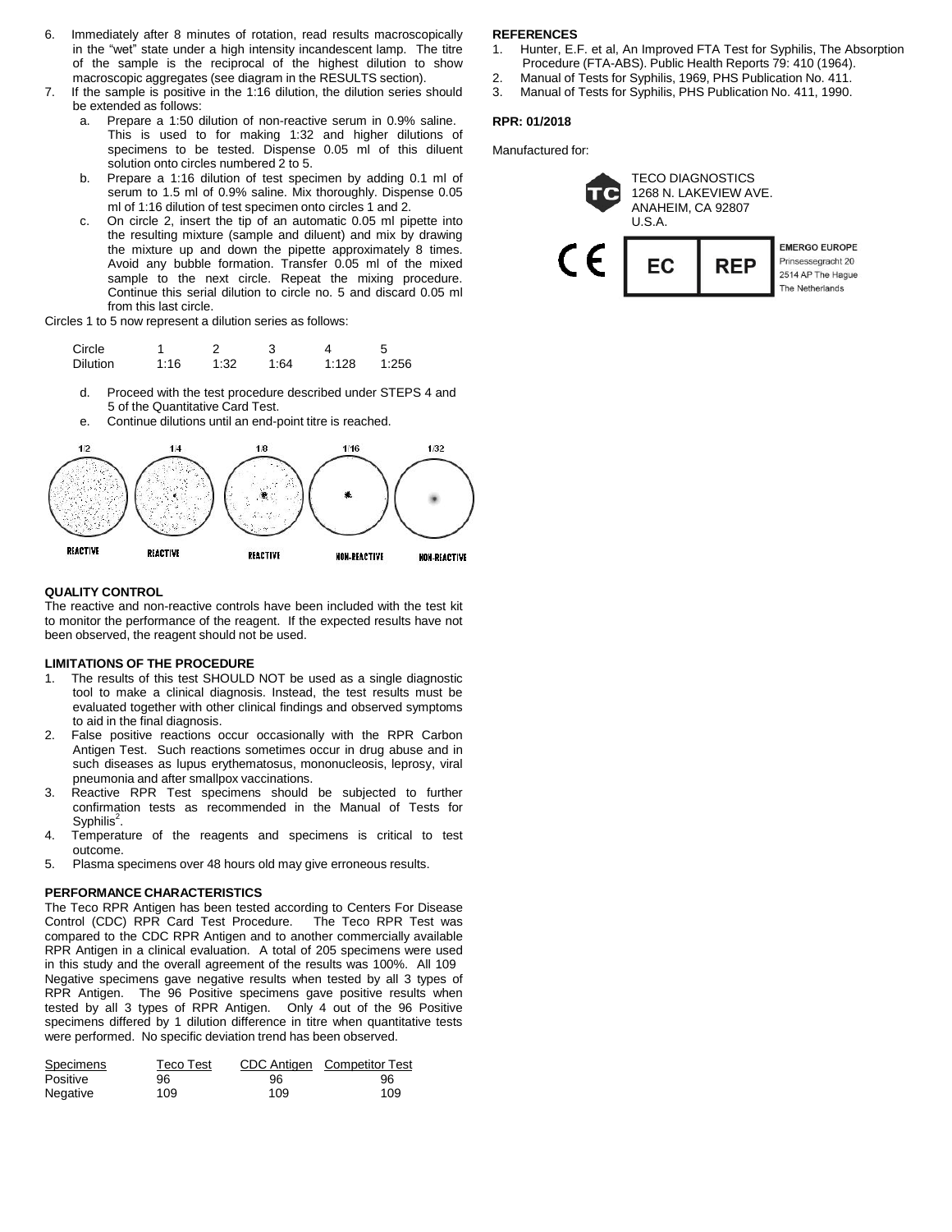6. Immediately after 8 minutes of rotation, read results macroscopically in the "wet" state under a high intensity incandescent lamp. The titre of the sample is the reciprocal of the highest dilution to show macroscopic aggregates (see diagram in the RESULTS section).
7. If the sample is positive in the 1:16 dilution, the dilution series should be extended as follows:
   a. Prepare a 1:50 dilution of non-reactive serum in 0.9% saline. This is used to for making 1:32 and higher dilutions of specimens to be tested. Dispense 0.05 ml of this diluent solution onto circles numbered 2 to 5.
   b. Prepare a 1:16 dilution of test specimen by adding 0.1 ml of serum to 1.5 ml of 0.9% saline. Mix thoroughly. Dispense 0.05 ml of 1:16 dilution of test specimen onto circles 1 and 2.
   c. On circle 2, insert the tip of an automatic 0.05 ml pipette into the resulting mixture (sample and diluent) and mix by drawing the mixture up and down the pipette approximately 8 times. Avoid any bubble formation. Transfer 0.05 ml of the mixed sample to the next circle. Repeat the mixing procedure. Continue this serial dilution to circle no. 5 and discard 0.05 ml from this last circle.

Circles 1 to 5 now represent a dilution series as follows:

| Circle | 1 | 2 | 3 | 4 | 5 |
|---|---|---|---|---|---|
| Dilution | 1:16 | 1:32 | 1:64 | 1:128 | 1:256 |

   d. Proceed with the test procedure described under STEPS 4 and 5 of the Quantitative Card Test.
   e. Continue dilutions until an end-point titre is reached.

1/2 1/4 1/8 1/16 1/32

REACTIVE REACTIVE REACTIVE NON-REACTIVE NON-REACTIVE

## QUALITY CONTROL

The reactive and non-reactive controls have been included with the test kit to monitor the performance of the reagent. If the expected results have not been observed, the reagent should not be used.

## LIMITATIONS OF THE PROCEDURE

1. The results of this test SHOULD NOT be used as a single diagnostic tool to make a clinical diagnosis. Instead, the test results must be evaluated together with other clinical findings and observed symptoms to aid in the final diagnosis.
2. False positive reactions occur occasionally with the RPR Carbon Antigen Test. Such reactions sometimes occur in drug abuse and in such diseases as lupus erythematosus, mononucleosis, leprosy, viral pneumonia and after smallpox vaccinations.
3. Reactive RPR Test specimens should be subjected to further confirmation tests as recommended in the Manual of Tests for Syphilis[2].
4. Temperature of the reagents and specimens is critical to test outcome.
5. Plasma specimens over 48 hours old may give erroneous results.

## PERFORMANCE CHARACTERISTICS

The Teco RPR Antigen has been tested according to Centers For Disease Control (CDC) RPR Card Test Procedure. The Teco RPR Test was compared to the CDC RPR Antigen and to another commercially available RPR Antigen in a clinical evaluation. A total of 205 specimens were used in this study and the overall agreement of the results was 100%. All 109 Negative specimens gave negative results when tested by all 3 types of RPR Antigen. The 96 Positive specimens gave positive results when tested by all 3 types of RPR Antigen. Only 4 out of the 96 Positive specimens differed by 1 dilution difference in titre when quantitative tests were performed. No specific deviation trend has been observed.

| Specimens | Teco Test | CDC Antigen | Competitor Test |
|---|---|---|---|
| Positive | 96 | 96 | 96 |
| Negative | 109 | 109 | 109 |

## REFERENCES

1. Hunter, E.F. et al, An Improved FTA Test for Syphilis, The Absorption Procedure (FTA-ABS). Public Health Reports 79: 410 (1964).
2. Manual of Tests for Syphilis, 1969, PHS Publication No. 411.
3. Manual of Tests for Syphilis, PHS Publication No. 411, 1990.

**RPR: 01/2018**

Manufactured for:

TECO DIAGNOSTICS
1268 N. LAKEVIEW AVE.
ANAHEIM, CA 92807
U.S.A.

CE

EC REP

EMERGO EUROPE
Prinsessegracht 20
2514 AP The Hague
The Netherlands